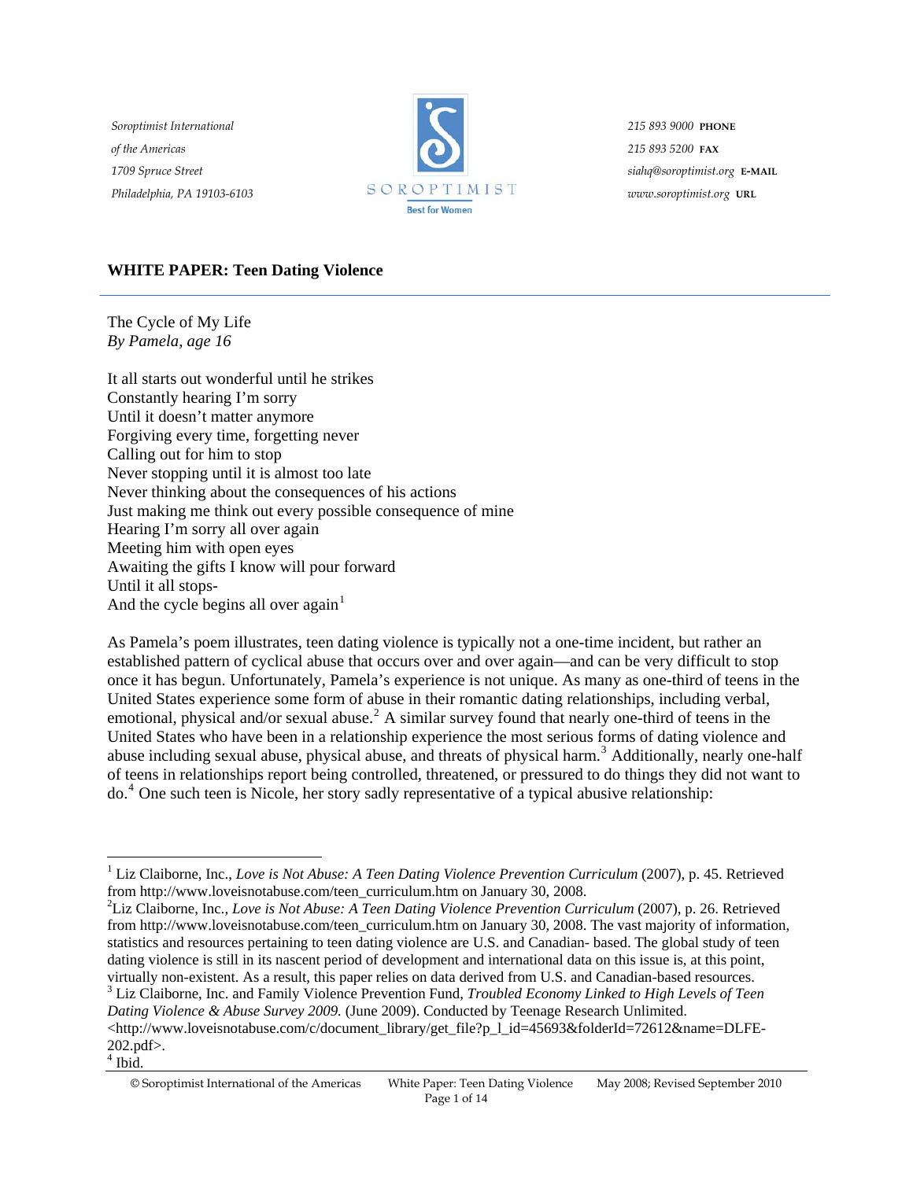Soroptimist International
of the Americas
1709 Spruce Street
Philadelphia, PA 19103-6103

SOROPTIMIST
Best for Women

215 893 9000 PHONE
215 893 5200 FAX
siahq@soroptimist.org E-MAIL
www.soroptimist.org URL

**WHITE PAPER: Teen Dating Violence**

---

The Cycle of My Life
*By Pamela, age 16*

It all starts out wonderful until he strikes
Constantly hearing I'm sorry
Until it doesn't matter anymore
Forgiving every time, forgetting never
Calling out for him to stop
Never stopping until it is almost too late
Never thinking about the consequences of his actions
Just making me think out every possible consequence of mine
Hearing I'm sorry all over again
Meeting him with open eyes
Awaiting the gifts I know will pour forward
Until it all stops-
And the cycle begins all over again[1]

As Pamela's poem illustrates, teen dating violence is typically not a one-time incident, but rather an established pattern of cyclical abuse that occurs over and over again—and can be very difficult to stop once it has begun. Unfortunately, Pamela's experience is not unique. As many as one-third of teens in the United States experience some form of abuse in their romantic dating relationships, including verbal, emotional, physical and/or sexual abuse.[2] A similar survey found that nearly one-third of teens in the United States who have been in a relationship experience the most serious forms of dating violence and abuse including sexual abuse, physical abuse, and threats of physical harm.[3] Additionally, nearly one-half of teens in relationships report being controlled, threatened, or pressured to do things they did not want to do.[4] One such teen is Nicole, her story sadly representative of a typical abusive relationship:

---

[1] Liz Claiborne, Inc., *Love is Not Abuse: A Teen Dating Violence Prevention Curriculum* (2007), p. 45. Retrieved from http://www.loveisnotabuse.com/teen_curriculum.htm on January 30, 2008.

[2] Liz Claiborne, Inc., *Love is Not Abuse: A Teen Dating Violence Prevention Curriculum* (2007), p. 26. Retrieved from http://www.loveisnotabuse.com/teen_curriculum.htm on January 30, 2008. The vast majority of information, statistics and resources pertaining to teen dating violence are U.S. and Canadian- based. The global study of teen dating violence is still in its nascent period of development and international data on this issue is, at this point, virtually non-existent. As a result, this paper relies on data derived from U.S. and Canadian-based resources.

[3] Liz Claiborne, Inc. and Family Violence Prevention Fund, *Troubled Economy Linked to High Levels of Teen Dating Violence & Abuse Survey 2009.* (June 2009). Conducted by Teenage Research Unlimited. <http://www.loveisnotabuse.com/c/document_library/get_file?p_l_id=45693&folderId=72612&name=DLFE-202.pdf>.

[4] Ibid.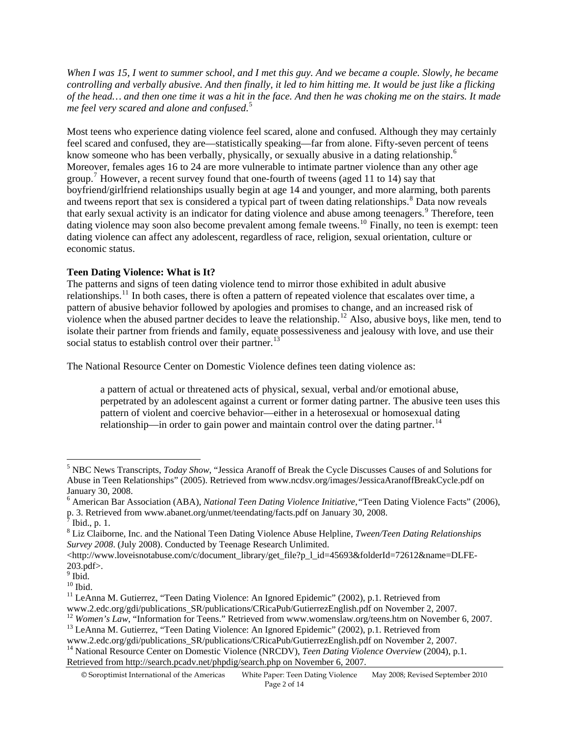*When I was 15, I went to summer school, and I met this guy. And we became a couple. Slowly, he became controlling and verbally abusive. And then finally, it led to him hitting me. It would be just like a flicking of the head… and then one time it was a hit in the face. And then he was choking me on the stairs. It made me feel very scared and alone and confused.*[5]

Most teens who experience dating violence feel scared, alone and confused. Although they may certainly feel scared and confused, they are—statistically speaking—far from alone. Fifty-seven percent of teens know someone who has been verbally, physically, or sexually abusive in a dating relationship.[6] Moreover, females ages 16 to 24 are more vulnerable to intimate partner violence than any other age group.[7] However, a recent survey found that one-fourth of tweens (aged 11 to 14) say that boyfriend/girlfriend relationships usually begin at age 14 and younger, and more alarming, both parents and tweens report that sex is considered a typical part of tween dating relationships.[8] Data now reveals that early sexual activity is an indicator for dating violence and abuse among teenagers.[9] Therefore, teen dating violence may soon also become prevalent among female tweens.[10] Finally, no teen is exempt: teen dating violence can affect any adolescent, regardless of race, religion, sexual orientation, culture or economic status.

**Teen Dating Violence: What is It?**

The patterns and signs of teen dating violence tend to mirror those exhibited in adult abusive relationships.[11] In both cases, there is often a pattern of repeated violence that escalates over time, a pattern of abusive behavior followed by apologies and promises to change, and an increased risk of violence when the abused partner decides to leave the relationship.[12] Also, abusive boys, like men, tend to isolate their partner from friends and family, equate possessiveness and jealousy with love, and use their social status to establish control over their partner.[13]

The National Resource Center on Domestic Violence defines teen dating violence as:

> a pattern of actual or threatened acts of physical, sexual, verbal and/or emotional abuse, perpetrated by an adolescent against a current or former dating partner. The abusive teen uses this pattern of violent and coercive behavior—either in a heterosexual or homosexual dating relationship—in order to gain power and maintain control over the dating partner.[14]

---

[5] NBC News Transcripts, *Today Show,* "Jessica Aranoff of Break the Cycle Discusses Causes of and Solutions for Abuse in Teen Relationships" (2005). Retrieved from www.ncdsv.org/images/JessicaAranoffBreakCycle.pdf on January 30, 2008.

[6] American Bar Association (ABA), *National Teen Dating Violence Initiative,* "Teen Dating Violence Facts" (2006), p. 3. Retrieved from www.abanet.org/unmet/teendating/facts.pdf on January 30, 2008.

[7] Ibid., p. 1.

[8] Liz Claiborne, Inc. and the National Teen Dating Violence Abuse Helpline, *Tween/Teen Dating Relationships Survey 2008*. (July 2008). Conducted by Teenage Research Unlimited. <http://www.loveisnotabuse.com/c/document_library/get_file?p_l_id=45693&folderId=72612&name=DLFE-203.pdf>.

[9] Ibid.

[10] Ibid.

[11] LeAnna M. Gutierrez, "Teen Dating Violence: An Ignored Epidemic" (2002), p.1. Retrieved from www.2.edc.org/gdi/publications_SR/publications/CRicaPub/GutierrezEnglish.pdf on November 2, 2007.

[12] *Women's Law*, "Information for Teens." Retrieved from www.womenslaw.org/teens.htm on November 6, 2007.

[13] LeAnna M. Gutierrez, "Teen Dating Violence: An Ignored Epidemic" (2002), p.1. Retrieved from www.2.edc.org/gdi/publications_SR/publications/CRicaPub/GutierrezEnglish.pdf on November 2, 2007.

[14] National Resource Center on Domestic Violence (NRCDV), *Teen Dating Violence Overview* (2004), p.1. Retrieved from http://search.pcadv.net/phpdig/search.php on November 6, 2007.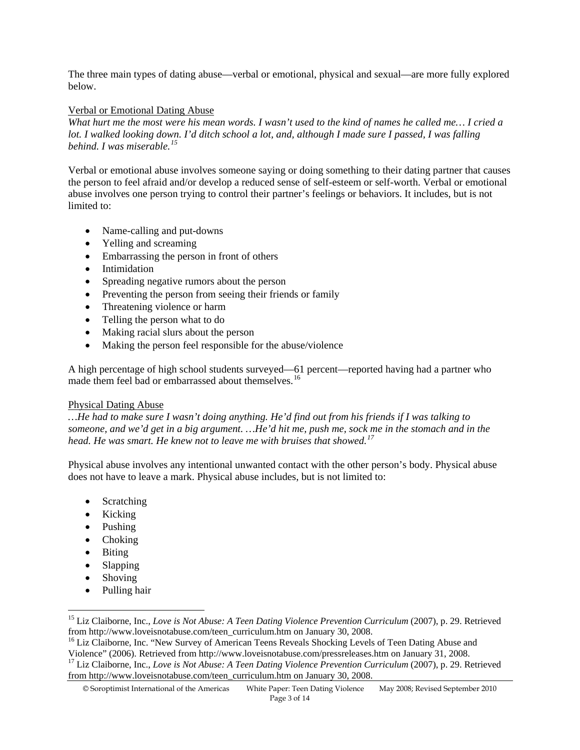The three main types of dating abuse—verbal or emotional, physical and sexual—are more fully explored below.

<u>Verbal or Emotional Dating Abuse</u>

*What hurt me the most were his mean words. I wasn't used to the kind of names he called me… I cried a lot. I walked looking down. I'd ditch school a lot, and, although I made sure I passed, I was falling behind. I was miserable.*[15]

Verbal or emotional abuse involves someone saying or doing something to their dating partner that causes the person to feel afraid and/or develop a reduced sense of self-esteem or self-worth. Verbal or emotional abuse involves one person trying to control their partner's feelings or behaviors. It includes, but is not limited to:

- Name-calling and put-downs
- Yelling and screaming
- Embarrassing the person in front of others
- Intimidation
- Spreading negative rumors about the person
- Preventing the person from seeing their friends or family
- Threatening violence or harm
- Telling the person what to do
- Making racial slurs about the person
- Making the person feel responsible for the abuse/violence

A high percentage of high school students surveyed—61 percent—reported having had a partner who made them feel bad or embarrassed about themselves.[16]

<u>Physical Dating Abuse</u>

*…He had to make sure I wasn't doing anything. He'd find out from his friends if I was talking to someone, and we'd get in a big argument. …He'd hit me, push me, sock me in the stomach and in the head. He was smart. He knew not to leave me with bruises that showed.*[17]

Physical abuse involves any intentional unwanted contact with the other person's body. Physical abuse does not have to leave a mark. Physical abuse includes, but is not limited to:

- Scratching
- Kicking
- Pushing
- Choking
- Biting
- Slapping
- Shoving
- Pulling hair

---

[15] Liz Claiborne, Inc., *Love is Not Abuse: A Teen Dating Violence Prevention Curriculum* (2007), p. 29. Retrieved from http://www.loveisnotabuse.com/teen_curriculum.htm on January 30, 2008.

[16] Liz Claiborne, Inc. "New Survey of American Teens Reveals Shocking Levels of Teen Dating Abuse and Violence" (2006). Retrieved from http://www.loveisnotabuse.com/pressreleases.htm on January 31, 2008.

[17] Liz Claiborne, Inc., *Love is Not Abuse: A Teen Dating Violence Prevention Curriculum* (2007), p. 29. Retrieved from http://www.loveisnotabuse.com/teen_curriculum.htm on January 30, 2008.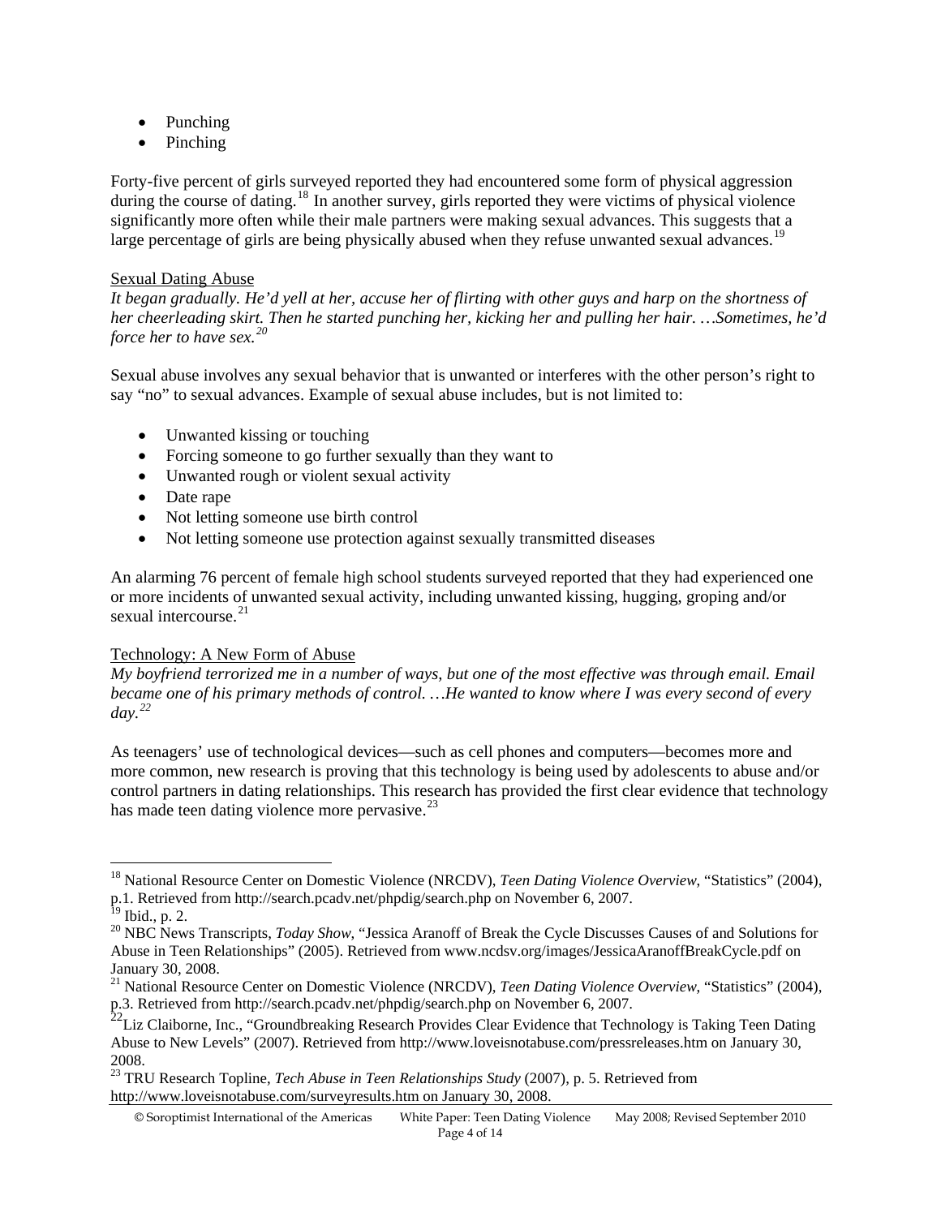- Punching
- Pinching

Forty-five percent of girls surveyed reported they had encountered some form of physical aggression during the course of dating.[18] In another survey, girls reported they were victims of physical violence significantly more often while their male partners were making sexual advances. This suggests that a large percentage of girls are being physically abused when they refuse unwanted sexual advances.[19]

<u>Sexual Dating Abuse</u>

*It began gradually. He'd yell at her, accuse her of flirting with other guys and harp on the shortness of her cheerleading skirt. Then he started punching her, kicking her and pulling her hair. …Sometimes, he'd force her to have sex.[20]*

Sexual abuse involves any sexual behavior that is unwanted or interferes with the other person's right to say "no" to sexual advances. Example of sexual abuse includes, but is not limited to:

- Unwanted kissing or touching
- Forcing someone to go further sexually than they want to
- Unwanted rough or violent sexual activity
- Date rape
- Not letting someone use birth control
- Not letting someone use protection against sexually transmitted diseases

An alarming 76 percent of female high school students surveyed reported that they had experienced one or more incidents of unwanted sexual activity, including unwanted kissing, hugging, groping and/or sexual intercourse.[21]

<u>Technology: A New Form of Abuse</u>

*My boyfriend terrorized me in a number of ways, but one of the most effective was through email. Email became one of his primary methods of control. …He wanted to know where I was every second of every day.[22]*

As teenagers' use of technological devices—such as cell phones and computers—becomes more and more common, new research is proving that this technology is being used by adolescents to abuse and/or control partners in dating relationships. This research has provided the first clear evidence that technology has made teen dating violence more pervasive.[23]

---

[18] National Resource Center on Domestic Violence (NRCDV), *Teen Dating Violence Overview*, "Statistics" (2004), p.1. Retrieved from http://search.pcadv.net/phpdig/search.php on November 6, 2007.

[19] Ibid., p. 2.

[20] NBC News Transcripts, *Today Show*, "Jessica Aranoff of Break the Cycle Discusses Causes of and Solutions for Abuse in Teen Relationships" (2005). Retrieved from www.ncdsv.org/images/JessicaAranoffBreakCycle.pdf on January 30, 2008.

[21] National Resource Center on Domestic Violence (NRCDV), *Teen Dating Violence Overview*, "Statistics" (2004), p.3. Retrieved from http://search.pcadv.net/phpdig/search.php on November 6, 2007.

[22] Liz Claiborne, Inc., "Groundbreaking Research Provides Clear Evidence that Technology is Taking Teen Dating Abuse to New Levels" (2007). Retrieved from http://www.loveisnotabuse.com/pressreleases.htm on January 30, 2008.

[23] TRU Research Topline, *Tech Abuse in Teen Relationships Study* (2007), p. 5. Retrieved from http://www.loveisnotabuse.com/surveyresults.htm on January 30, 2008.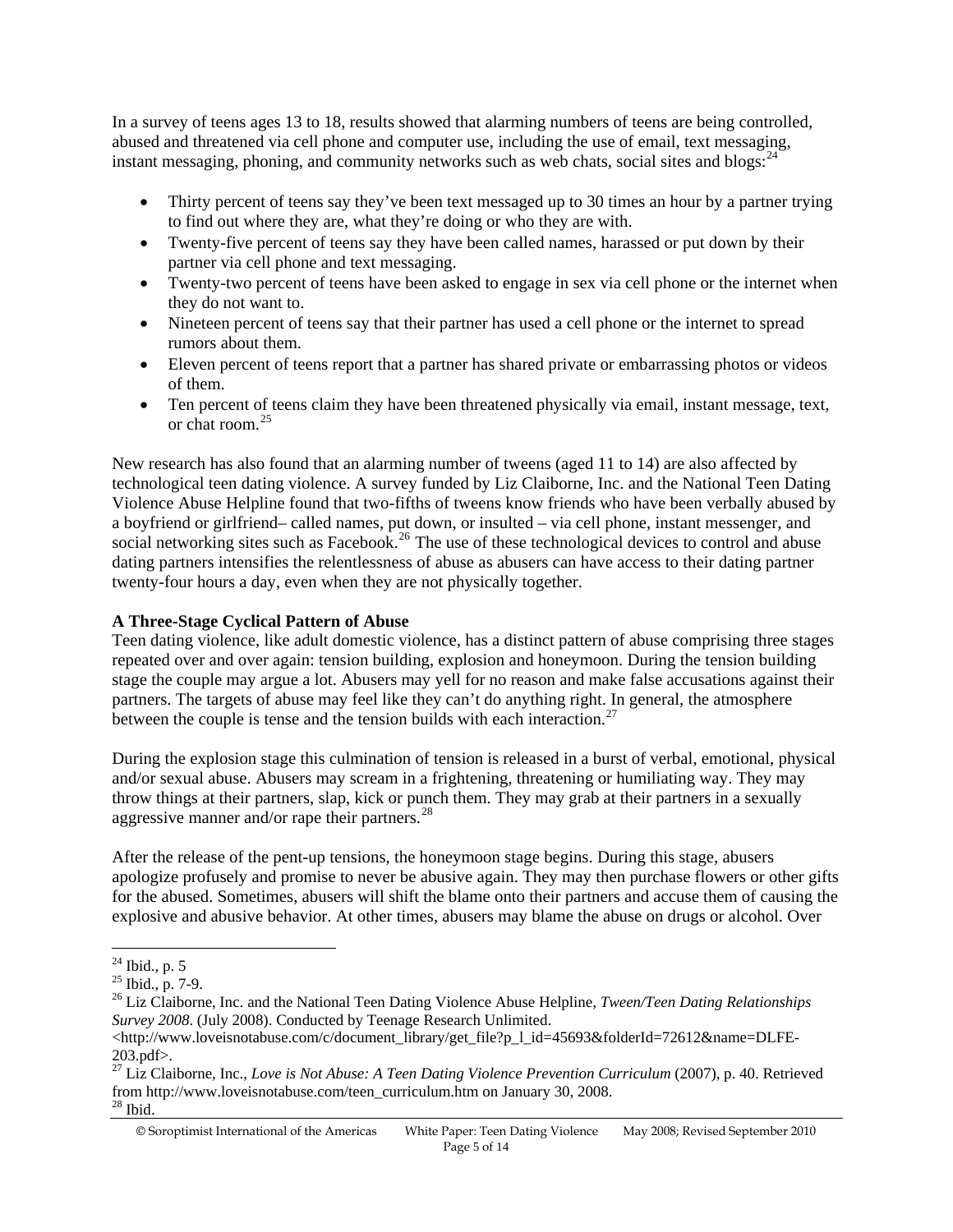In a survey of teens ages 13 to 18, results showed that alarming numbers of teens are being controlled, abused and threatened via cell phone and computer use, including the use of email, text messaging, instant messaging, phoning, and community networks such as web chats, social sites and blogs:[24]

- Thirty percent of teens say they've been text messaged up to 30 times an hour by a partner trying to find out where they are, what they're doing or who they are with.
- Twenty-five percent of teens say they have been called names, harassed or put down by their partner via cell phone and text messaging.
- Twenty-two percent of teens have been asked to engage in sex via cell phone or the internet when they do not want to.
- Nineteen percent of teens say that their partner has used a cell phone or the internet to spread rumors about them.
- Eleven percent of teens report that a partner has shared private or embarrassing photos or videos of them.
- Ten percent of teens claim they have been threatened physically via email, instant message, text, or chat room.[25]

New research has also found that an alarming number of tweens (aged 11 to 14) are also affected by technological teen dating violence. A survey funded by Liz Claiborne, Inc. and the National Teen Dating Violence Abuse Helpline found that two-fifths of tweens know friends who have been verbally abused by a boyfriend or girlfriend– called names, put down, or insulted – via cell phone, instant messenger, and social networking sites such as Facebook.[26] The use of these technological devices to control and abuse dating partners intensifies the relentlessness of abuse as abusers can have access to their dating partner twenty-four hours a day, even when they are not physically together.

**A Three-Stage Cyclical Pattern of Abuse**

Teen dating violence, like adult domestic violence, has a distinct pattern of abuse comprising three stages repeated over and over again: tension building, explosion and honeymoon. During the tension building stage the couple may argue a lot. Abusers may yell for no reason and make false accusations against their partners. The targets of abuse may feel like they can't do anything right. In general, the atmosphere between the couple is tense and the tension builds with each interaction.[27]

During the explosion stage this culmination of tension is released in a burst of verbal, emotional, physical and/or sexual abuse. Abusers may scream in a frightening, threatening or humiliating way. They may throw things at their partners, slap, kick or punch them. They may grab at their partners in a sexually aggressive manner and/or rape their partners.[28]

After the release of the pent-up tensions, the honeymoon stage begins. During this stage, abusers apologize profusely and promise to never be abusive again. They may then purchase flowers or other gifts for the abused. Sometimes, abusers will shift the blame onto their partners and accuse them of causing the explosive and abusive behavior. At other times, abusers may blame the abuse on drugs or alcohol. Over

---

[24] Ibid., p. 5

[25] Ibid., p. 7-9.

[26] Liz Claiborne, Inc. and the National Teen Dating Violence Abuse Helpline, *Tween/Teen Dating Relationships Survey 2008*. (July 2008). Conducted by Teenage Research Unlimited. <http://www.loveisnotabuse.com/c/document_library/get_file?p_l_id=45693&folderId=72612&name=DLFE-203.pdf>.

[27] Liz Claiborne, Inc., *Love is Not Abuse: A Teen Dating Violence Prevention Curriculum* (2007), p. 40. Retrieved from http://www.loveisnotabuse.com/teen_curriculum.htm on January 30, 2008.

[28] Ibid.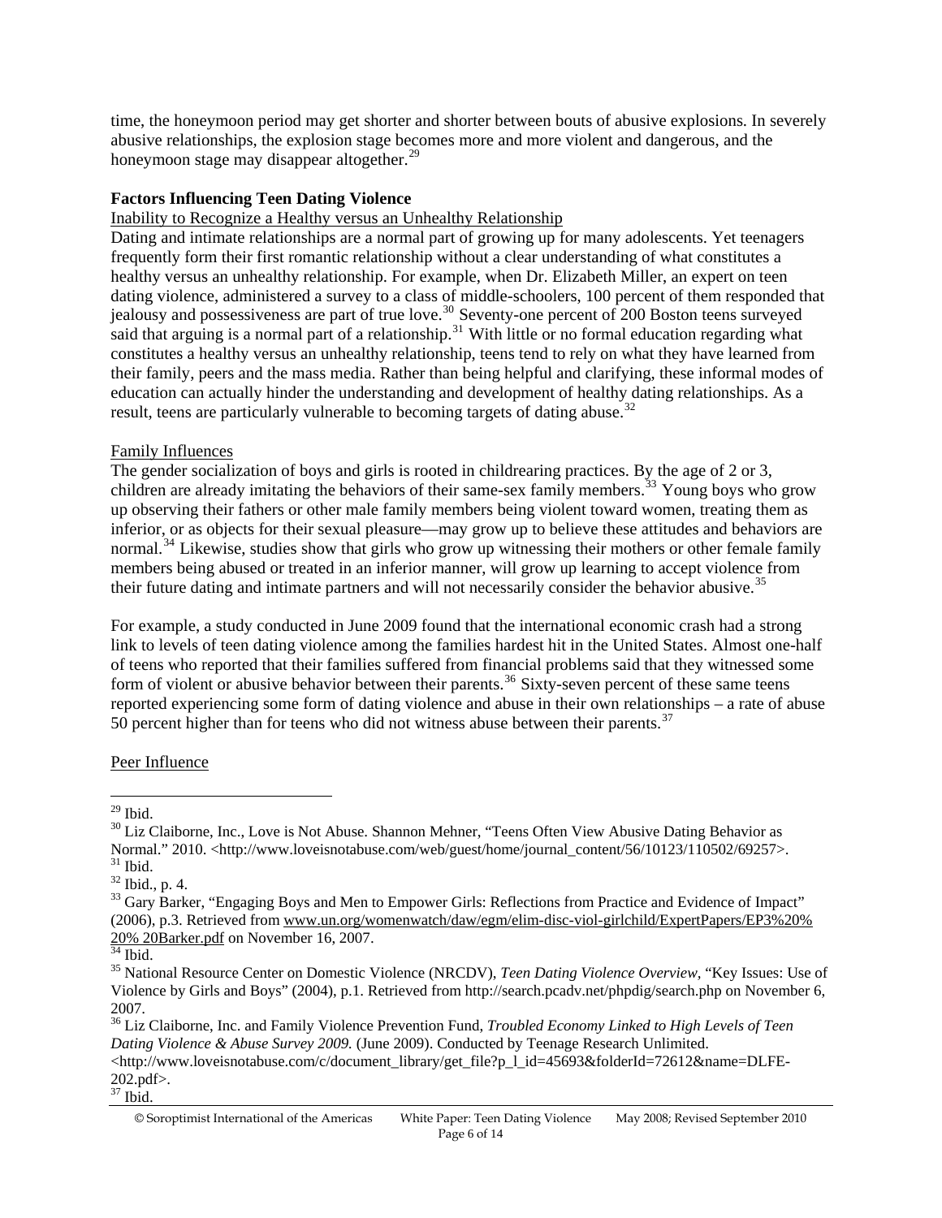time, the honeymoon period may get shorter and shorter between bouts of abusive explosions. In severely abusive relationships, the explosion stage becomes more and more violent and dangerous, and the honeymoon stage may disappear altogether.[29]

**Factors Influencing Teen Dating Violence**

Inability to Recognize a Healthy versus an Unhealthy Relationship

Dating and intimate relationships are a normal part of growing up for many adolescents. Yet teenagers frequently form their first romantic relationship without a clear understanding of what constitutes a healthy versus an unhealthy relationship. For example, when Dr. Elizabeth Miller, an expert on teen dating violence, administered a survey to a class of middle-schoolers, 100 percent of them responded that jealousy and possessiveness are part of true love.[30] Seventy-one percent of 200 Boston teens surveyed said that arguing is a normal part of a relationship.[31] With little or no formal education regarding what constitutes a healthy versus an unhealthy relationship, teens tend to rely on what they have learned from their family, peers and the mass media. Rather than being helpful and clarifying, these informal modes of education can actually hinder the understanding and development of healthy dating relationships. As a result, teens are particularly vulnerable to becoming targets of dating abuse.[32]

Family Influences

The gender socialization of boys and girls is rooted in childrearing practices. By the age of 2 or 3, children are already imitating the behaviors of their same-sex family members.[33] Young boys who grow up observing their fathers or other male family members being violent toward women, treating them as inferior, or as objects for their sexual pleasure—may grow up to believe these attitudes and behaviors are normal.[34] Likewise, studies show that girls who grow up witnessing their mothers or other female family members being abused or treated in an inferior manner, will grow up learning to accept violence from their future dating and intimate partners and will not necessarily consider the behavior abusive.[35]

For example, a study conducted in June 2009 found that the international economic crash had a strong link to levels of teen dating violence among the families hardest hit in the United States. Almost one-half of teens who reported that their families suffered from financial problems said that they witnessed some form of violent or abusive behavior between their parents.[36] Sixty-seven percent of these same teens reported experiencing some form of dating violence and abuse in their own relationships – a rate of abuse 50 percent higher than for teens who did not witness abuse between their parents.[37]

Peer Influence

---

[29] Ibid.

[30] Liz Claiborne, Inc., Love is Not Abuse. Shannon Mehner, "Teens Often View Abusive Dating Behavior as Normal." 2010. <http://www.loveisnotabuse.com/web/guest/home/journal_content/56/10123/110502/69257>.

[31] Ibid.

[32] Ibid., p. 4.

[33] Gary Barker, "Engaging Boys and Men to Empower Girls: Reflections from Practice and Evidence of Impact" (2006), p.3. Retrieved from www.un.org/womenwatch/daw/egm/elim-disc-viol-girlchild/ExpertPapers/EP3%20%20% 20Barker.pdf on November 16, 2007.

[34] Ibid.

[35] National Resource Center on Domestic Violence (NRCDV), *Teen Dating Violence Overview*, "Key Issues: Use of Violence by Girls and Boys" (2004), p.1. Retrieved from http://search.pcadv.net/phpdig/search.php on November 6, 2007.

[36] Liz Claiborne, Inc. and Family Violence Prevention Fund, *Troubled Economy Linked to High Levels of Teen Dating Violence & Abuse Survey 2009.* (June 2009). Conducted by Teenage Research Unlimited. <http://www.loveisnotabuse.com/c/document_library/get_file?p_l_id=45693&folderId=72612&name=DLFE-202.pdf>.

[37] Ibid.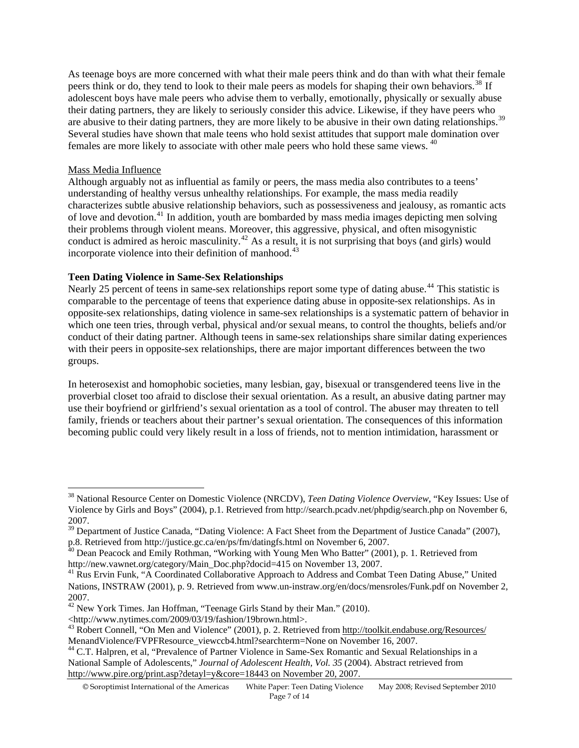As teenage boys are more concerned with what their male peers think and do than with what their female peers think or do, they tend to look to their male peers as models for shaping their own behaviors.[38] If adolescent boys have male peers who advise them to verbally, emotionally, physically or sexually abuse their dating partners, they are likely to seriously consider this advice. Likewise, if they have peers who are abusive to their dating partners, they are more likely to be abusive in their own dating relationships.[39] Several studies have shown that male teens who hold sexist attitudes that support male domination over females are more likely to associate with other male peers who hold these same views. [40]

Mass Media Influence

Although arguably not as influential as family or peers, the mass media also contributes to a teens' understanding of healthy versus unhealthy relationships. For example, the mass media readily characterizes subtle abusive relationship behaviors, such as possessiveness and jealousy, as romantic acts of love and devotion.[41] In addition, youth are bombarded by mass media images depicting men solving their problems through violent means. Moreover, this aggressive, physical, and often misogynistic conduct is admired as heroic masculinity.[42] As a result, it is not surprising that boys (and girls) would incorporate violence into their definition of manhood.[43]

**Teen Dating Violence in Same-Sex Relationships**

Nearly 25 percent of teens in same-sex relationships report some type of dating abuse.[44] This statistic is comparable to the percentage of teens that experience dating abuse in opposite-sex relationships. As in opposite-sex relationships, dating violence in same-sex relationships is a systematic pattern of behavior in which one teen tries, through verbal, physical and/or sexual means, to control the thoughts, beliefs and/or conduct of their dating partner. Although teens in same-sex relationships share similar dating experiences with their peers in opposite-sex relationships, there are major important differences between the two groups.

In heterosexist and homophobic societies, many lesbian, gay, bisexual or transgendered teens live in the proverbial closet too afraid to disclose their sexual orientation. As a result, an abusive dating partner may use their boyfriend or girlfriend's sexual orientation as a tool of control. The abuser may threaten to tell family, friends or teachers about their partner's sexual orientation. The consequences of this information becoming public could very likely result in a loss of friends, not to mention intimidation, harassment or

---

[38] National Resource Center on Domestic Violence (NRCDV), *Teen Dating Violence Overview*, "Key Issues: Use of Violence by Girls and Boys" (2004), p.1. Retrieved from http://search.pcadv.net/phpdig/search.php on November 6, 2007.

[39] Department of Justice Canada, "Dating Violence: A Fact Sheet from the Department of Justice Canada" (2007), p.8. Retrieved from http://justice.gc.ca/en/ps/fm/datingfs.html on November 6, 2007.

[40] Dean Peacock and Emily Rothman, "Working with Young Men Who Batter" (2001), p. 1. Retrieved from http://new.vawnet.org/category/Main_Doc.php?docid=415 on November 13, 2007.

[41] Rus Ervin Funk, "A Coordinated Collaborative Approach to Address and Combat Teen Dating Abuse," United Nations, INSTRAW (2001), p. 9. Retrieved from www.un-instraw.org/en/docs/mensroles/Funk.pdf on November 2, 2007.

[42] New York Times. Jan Hoffman, "Teenage Girls Stand by their Man." (2010). <http://www.nytimes.com/2009/03/19/fashion/19brown.html>.

[43] Robert Connell, "On Men and Violence" (2001), p. 2. Retrieved from http://toolkit.endabuse.org/Resources/MenandViolence/FVPFResource_viewccb4.html?searchterm=None on November 16, 2007.

[44] C.T. Halpren, et al, "Prevalence of Partner Violence in Same-Sex Romantic and Sexual Relationships in a National Sample of Adolescents," *Journal of Adolescent Health, Vol. 35* (2004). Abstract retrieved from http://www.pire.org/print.asp?detayl=y&core=18443 on November 20, 2007.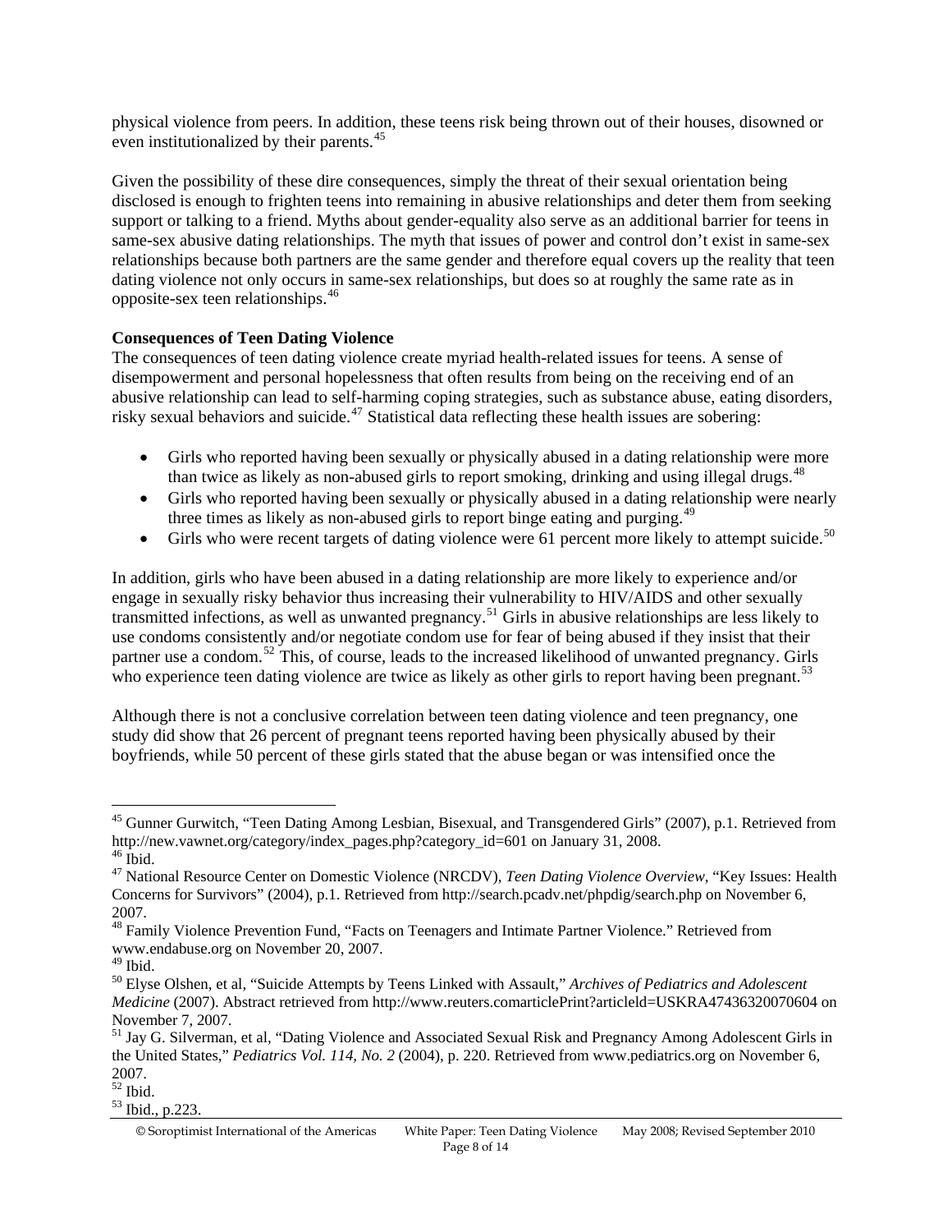physical violence from peers. In addition, these teens risk being thrown out of their houses, disowned or even institutionalized by their parents.[45]

Given the possibility of these dire consequences, simply the threat of their sexual orientation being disclosed is enough to frighten teens into remaining in abusive relationships and deter them from seeking support or talking to a friend. Myths about gender-equality also serve as an additional barrier for teens in same-sex abusive dating relationships. The myth that issues of power and control don't exist in same-sex relationships because both partners are the same gender and therefore equal covers up the reality that teen dating violence not only occurs in same-sex relationships, but does so at roughly the same rate as in opposite-sex teen relationships.[46]

**Consequences of Teen Dating Violence**

The consequences of teen dating violence create myriad health-related issues for teens. A sense of disempowerment and personal hopelessness that often results from being on the receiving end of an abusive relationship can lead to self-harming coping strategies, such as substance abuse, eating disorders, risky sexual behaviors and suicide.[47] Statistical data reflecting these health issues are sobering:

- Girls who reported having been sexually or physically abused in a dating relationship were more than twice as likely as non-abused girls to report smoking, drinking and using illegal drugs.[48]
- Girls who reported having been sexually or physically abused in a dating relationship were nearly three times as likely as non-abused girls to report binge eating and purging.[49]
- Girls who were recent targets of dating violence were 61 percent more likely to attempt suicide.[50]

In addition, girls who have been abused in a dating relationship are more likely to experience and/or engage in sexually risky behavior thus increasing their vulnerability to HIV/AIDS and other sexually transmitted infections, as well as unwanted pregnancy.[51] Girls in abusive relationships are less likely to use condoms consistently and/or negotiate condom use for fear of being abused if they insist that their partner use a condom.[52] This, of course, leads to the increased likelihood of unwanted pregnancy. Girls who experience teen dating violence are twice as likely as other girls to report having been pregnant.[53]

Although there is not a conclusive correlation between teen dating violence and teen pregnancy, one study did show that 26 percent of pregnant teens reported having been physically abused by their boyfriends, while 50 percent of these girls stated that the abuse began or was intensified once the

---

[45] Gunner Gurwitch, "Teen Dating Among Lesbian, Bisexual, and Transgendered Girls" (2007), p.1. Retrieved from http://new.vawnet.org/category/index_pages.php?category_id=601 on January 31, 2008.
[46] Ibid.
[47] National Resource Center on Domestic Violence (NRCDV), *Teen Dating Violence Overview,* "Key Issues: Health Concerns for Survivors" (2004), p.1. Retrieved from http://search.pcadv.net/phpdig/search.php on November 6, 2007.
[48] Family Violence Prevention Fund, "Facts on Teenagers and Intimate Partner Violence." Retrieved from www.endabuse.org on November 20, 2007.
[49] Ibid.
[50] Elyse Olshen, et al, "Suicide Attempts by Teens Linked with Assault," *Archives of Pediatrics and Adolescent Medicine* (2007). Abstract retrieved from http://www.reuters.comarticlePrint?articleld=USKRA47436320070604 on November 7, 2007.
[51] Jay G. Silverman, et al, "Dating Violence and Associated Sexual Risk and Pregnancy Among Adolescent Girls in the United States," *Pediatrics Vol. 114, No. 2* (2004), p. 220. Retrieved from www.pediatrics.org on November 6, 2007.
[52] Ibid.
[53] Ibid., p.223.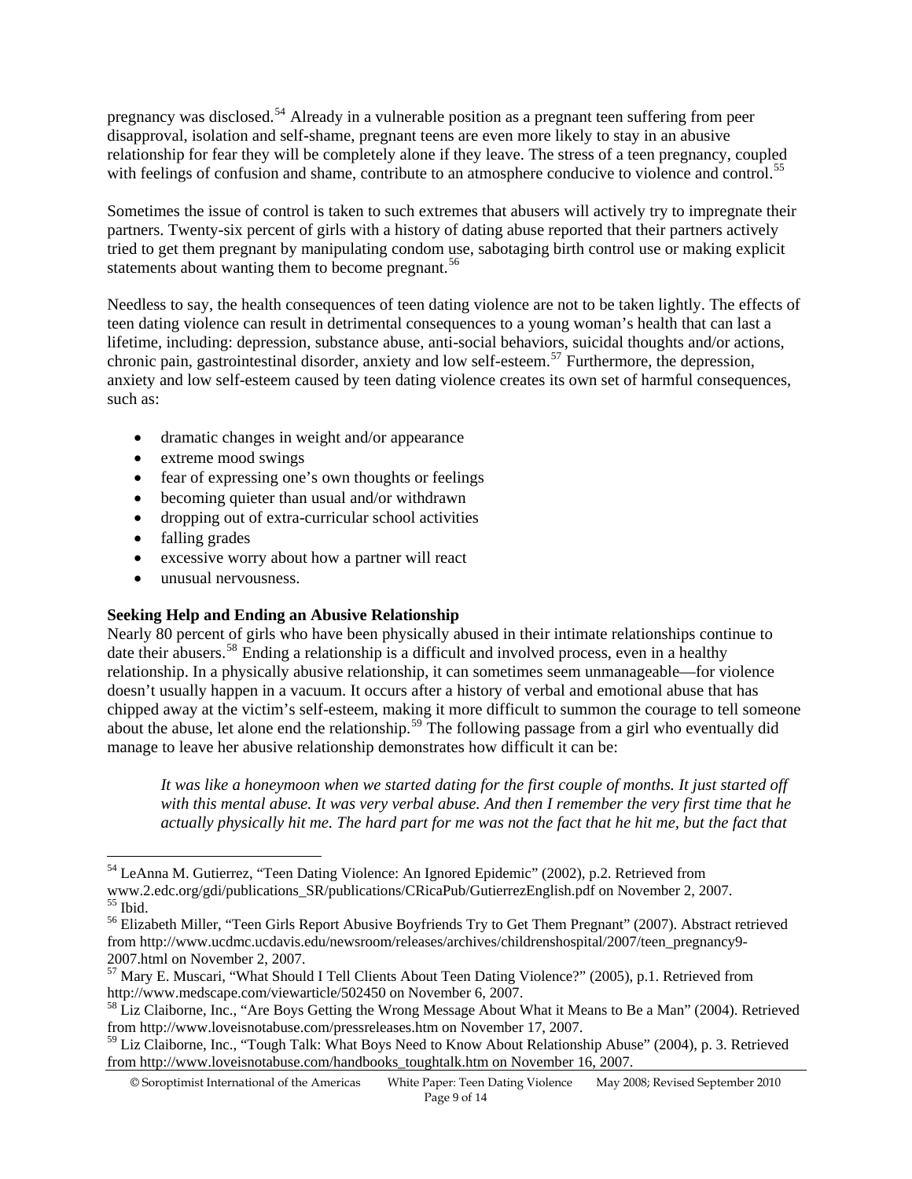pregnancy was disclosed.[54] Already in a vulnerable position as a pregnant teen suffering from peer disapproval, isolation and self-shame, pregnant teens are even more likely to stay in an abusive relationship for fear they will be completely alone if they leave. The stress of a teen pregnancy, coupled with feelings of confusion and shame, contribute to an atmosphere conducive to violence and control.[55]

Sometimes the issue of control is taken to such extremes that abusers will actively try to impregnate their partners. Twenty-six percent of girls with a history of dating abuse reported that their partners actively tried to get them pregnant by manipulating condom use, sabotaging birth control use or making explicit statements about wanting them to become pregnant.[56]

Needless to say, the health consequences of teen dating violence are not to be taken lightly. The effects of teen dating violence can result in detrimental consequences to a young woman's health that can last a lifetime, including: depression, substance abuse, anti-social behaviors, suicidal thoughts and/or actions, chronic pain, gastrointestinal disorder, anxiety and low self-esteem.[57] Furthermore, the depression, anxiety and low self-esteem caused by teen dating violence creates its own set of harmful consequences, such as:

- dramatic changes in weight and/or appearance
- extreme mood swings
- fear of expressing one's own thoughts or feelings
- becoming quieter than usual and/or withdrawn
- dropping out of extra-curricular school activities
- falling grades
- excessive worry about how a partner will react
- unusual nervousness.

**Seeking Help and Ending an Abusive Relationship**

Nearly 80 percent of girls who have been physically abused in their intimate relationships continue to date their abusers.[58] Ending a relationship is a difficult and involved process, even in a healthy relationship. In a physically abusive relationship, it can sometimes seem unmanageable—for violence doesn't usually happen in a vacuum. It occurs after a history of verbal and emotional abuse that has chipped away at the victim's self-esteem, making it more difficult to summon the courage to tell someone about the abuse, let alone end the relationship.[59] The following passage from a girl who eventually did manage to leave her abusive relationship demonstrates how difficult it can be:

> *It was like a honeymoon when we started dating for the first couple of months. It just started off with this mental abuse. It was very verbal abuse. And then I remember the very first time that he actually physically hit me. The hard part for me was not the fact that he hit me, but the fact that*

---

[54] LeAnna M. Gutierrez, "Teen Dating Violence: An Ignored Epidemic" (2002), p.2. Retrieved from www.2.edc.org/gdi/publications_SR/publications/CRicaPub/GutierrezEnglish.pdf on November 2, 2007.

[55] Ibid.

[56] Elizabeth Miller, "Teen Girls Report Abusive Boyfriends Try to Get Them Pregnant" (2007). Abstract retrieved from http://www.ucdmc.ucdavis.edu/newsroom/releases/archives/childrenshospital/2007/teen_pregnancy9-2007.html on November 2, 2007.

[57] Mary E. Muscari, "What Should I Tell Clients About Teen Dating Violence?" (2005), p.1. Retrieved from http://www.medscape.com/viewarticle/502450 on November 6, 2007.

[58] Liz Claiborne, Inc., "Are Boys Getting the Wrong Message About What it Means to Be a Man" (2004). Retrieved from http://www.loveisnotabuse.com/pressreleases.htm on November 17, 2007.

[59] Liz Claiborne, Inc., "Tough Talk: What Boys Need to Know About Relationship Abuse" (2004), p. 3. Retrieved from http://www.loveisnotabuse.com/handbooks_toughtalk.htm on November 16, 2007.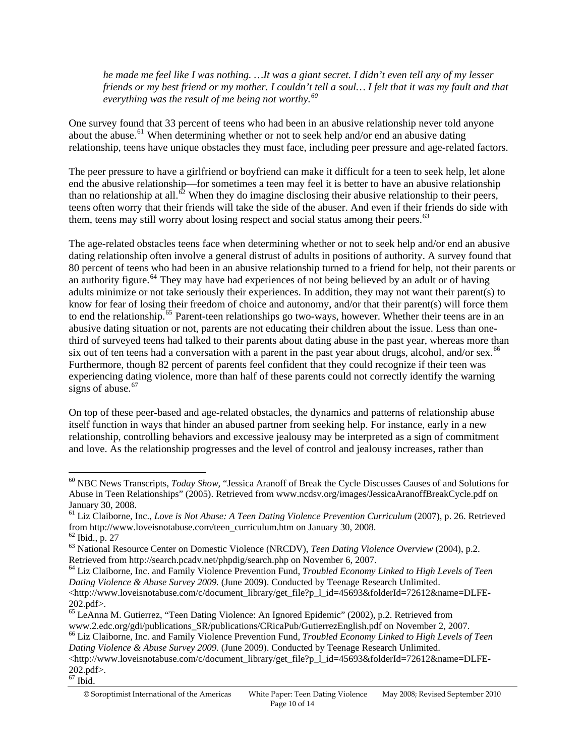*he made me feel like I was nothing. …It was a giant secret. I didn't even tell any of my lesser friends or my best friend or my mother. I couldn't tell a soul… I felt that it was my fault and that everything was the result of me being not worthy.*[60]

One survey found that 33 percent of teens who had been in an abusive relationship never told anyone about the abuse.[61] When determining whether or not to seek help and/or end an abusive dating relationship, teens have unique obstacles they must face, including peer pressure and age-related factors.

The peer pressure to have a girlfriend or boyfriend can make it difficult for a teen to seek help, let alone end the abusive relationship—for sometimes a teen may feel it is better to have an abusive relationship than no relationship at all.[62] When they do imagine disclosing their abusive relationship to their peers, teens often worry that their friends will take the side of the abuser. And even if their friends do side with them, teens may still worry about losing respect and social status among their peers.[63]

The age-related obstacles teens face when determining whether or not to seek help and/or end an abusive dating relationship often involve a general distrust of adults in positions of authority. A survey found that 80 percent of teens who had been in an abusive relationship turned to a friend for help, not their parents or an authority figure.[64] They may have had experiences of not being believed by an adult or of having adults minimize or not take seriously their experiences. In addition, they may not want their parent(s) to know for fear of losing their freedom of choice and autonomy, and/or that their parent(s) will force them to end the relationship.[65] Parent-teen relationships go two-ways, however. Whether their teens are in an abusive dating situation or not, parents are not educating their children about the issue. Less than one-third of surveyed teens had talked to their parents about dating abuse in the past year, whereas more than six out of ten teens had a conversation with a parent in the past year about drugs, alcohol, and/or sex.[66] Furthermore, though 82 percent of parents feel confident that they could recognize if their teen was experiencing dating violence, more than half of these parents could not correctly identify the warning signs of abuse.[67]

On top of these peer-based and age-related obstacles, the dynamics and patterns of relationship abuse itself function in ways that hinder an abused partner from seeking help. For instance, early in a new relationship, controlling behaviors and excessive jealousy may be interpreted as a sign of commitment and love. As the relationship progresses and the level of control and jealousy increases, rather than

---

[60] NBC News Transcripts, *Today Show*, "Jessica Aranoff of Break the Cycle Discusses Causes of and Solutions for Abuse in Teen Relationships" (2005). Retrieved from www.ncdsv.org/images/JessicaAranoffBreakCycle.pdf on January 30, 2008.

[61] Liz Claiborne, Inc., *Love is Not Abuse: A Teen Dating Violence Prevention Curriculum* (2007), p. 26. Retrieved from http://www.loveisnotabuse.com/teen_curriculum.htm on January 30, 2008.

[62] Ibid., p. 27

[63] National Resource Center on Domestic Violence (NRCDV), *Teen Dating Violence Overview* (2004), p.2. Retrieved from http://search.pcadv.net/phpdig/search.php on November 6, 2007.

[64] Liz Claiborne, Inc. and Family Violence Prevention Fund, *Troubled Economy Linked to High Levels of Teen Dating Violence & Abuse Survey 2009.* (June 2009). Conducted by Teenage Research Unlimited. <http://www.loveisnotabuse.com/c/document_library/get_file?p_l_id=45693&folderId=72612&name=DLFE-202.pdf>.

[65] LeAnna M. Gutierrez, "Teen Dating Violence: An Ignored Epidemic" (2002), p.2. Retrieved from www.2.edc.org/gdi/publications_SR/publications/CRicaPub/GutierrezEnglish.pdf on November 2, 2007.

[66] Liz Claiborne, Inc. and Family Violence Prevention Fund, *Troubled Economy Linked to High Levels of Teen Dating Violence & Abuse Survey 2009.* (June 2009). Conducted by Teenage Research Unlimited. <http://www.loveisnotabuse.com/c/document_library/get_file?p_l_id=45693&folderId=72612&name=DLFE-202.pdf>.

[67] Ibid.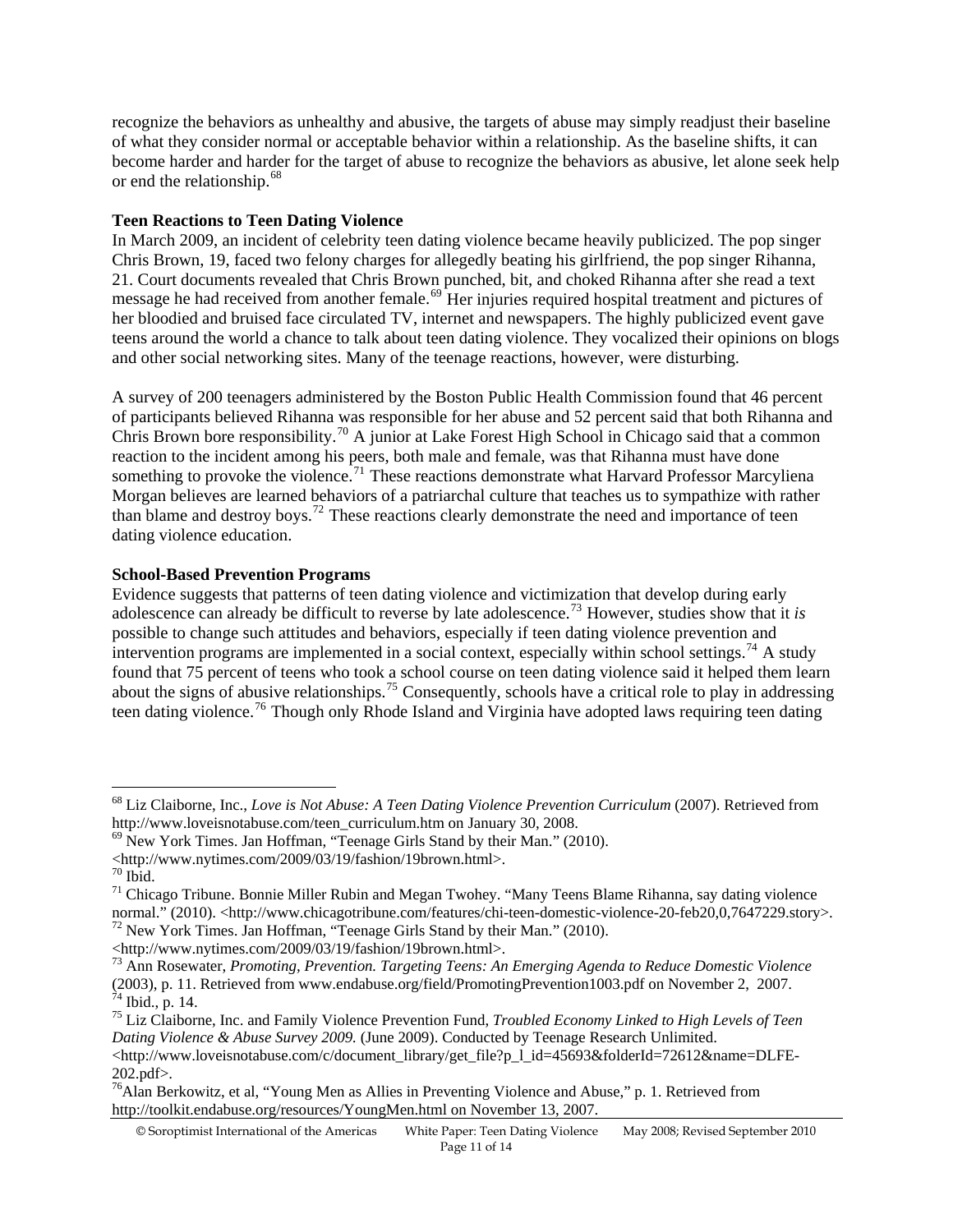recognize the behaviors as unhealthy and abusive, the targets of abuse may simply readjust their baseline of what they consider normal or acceptable behavior within a relationship. As the baseline shifts, it can become harder and harder for the target of abuse to recognize the behaviors as abusive, let alone seek help or end the relationship.[68]

**Teen Reactions to Teen Dating Violence**

In March 2009, an incident of celebrity teen dating violence became heavily publicized. The pop singer Chris Brown, 19, faced two felony charges for allegedly beating his girlfriend, the pop singer Rihanna, 21. Court documents revealed that Chris Brown punched, bit, and choked Rihanna after she read a text message he had received from another female.[69] Her injuries required hospital treatment and pictures of her bloodied and bruised face circulated TV, internet and newspapers. The highly publicized event gave teens around the world a chance to talk about teen dating violence. They vocalized their opinions on blogs and other social networking sites. Many of the teenage reactions, however, were disturbing.

A survey of 200 teenagers administered by the Boston Public Health Commission found that 46 percent of participants believed Rihanna was responsible for her abuse and 52 percent said that both Rihanna and Chris Brown bore responsibility.[70] A junior at Lake Forest High School in Chicago said that a common reaction to the incident among his peers, both male and female, was that Rihanna must have done something to provoke the violence.[71] These reactions demonstrate what Harvard Professor Marcyliena Morgan believes are learned behaviors of a patriarchal culture that teaches us to sympathize with rather than blame and destroy boys.[72] These reactions clearly demonstrate the need and importance of teen dating violence education.

**School-Based Prevention Programs**

Evidence suggests that patterns of teen dating violence and victimization that develop during early adolescence can already be difficult to reverse by late adolescence.[73] However, studies show that it *is* possible to change such attitudes and behaviors, especially if teen dating violence prevention and intervention programs are implemented in a social context, especially within school settings.[74] A study found that 75 percent of teens who took a school course on teen dating violence said it helped them learn about the signs of abusive relationships.[75] Consequently, schools have a critical role to play in addressing teen dating violence.[76] Though only Rhode Island and Virginia have adopted laws requiring teen dating

---

[68] Liz Claiborne, Inc., *Love is Not Abuse: A Teen Dating Violence Prevention Curriculum* (2007). Retrieved from http://www.loveisnotabuse.com/teen_curriculum.htm on January 30, 2008.

[69] New York Times. Jan Hoffman, "Teenage Girls Stand by their Man." (2010). <http://www.nytimes.com/2009/03/19/fashion/19brown.html>.

[70] Ibid.

[71] Chicago Tribune. Bonnie Miller Rubin and Megan Twohey. "Many Teens Blame Rihanna, say dating violence normal." (2010). <http://www.chicagotribune.com/features/chi-teen-domestic-violence-20-feb20,0,7647229.story>.

[72] New York Times. Jan Hoffman, "Teenage Girls Stand by their Man." (2010). <http://www.nytimes.com/2009/03/19/fashion/19brown.html>.

[73] Ann Rosewater, *Promoting, Prevention. Targeting Teens: An Emerging Agenda to Reduce Domestic Violence* (2003), p. 11. Retrieved from www.endabuse.org/field/PromotingPrevention1003.pdf on November 2, 2007.

[74] Ibid., p. 14.

[75] Liz Claiborne, Inc. and Family Violence Prevention Fund, *Troubled Economy Linked to High Levels of Teen Dating Violence & Abuse Survey 2009.* (June 2009). Conducted by Teenage Research Unlimited. <http://www.loveisnotabuse.com/c/document_library/get_file?p_l_id=45693&folderId=72612&name=DLFE-202.pdf>.

[76] Alan Berkowitz, et al, "Young Men as Allies in Preventing Violence and Abuse," p. 1. Retrieved from http://toolkit.endabuse.org/resources/YoungMen.html on November 13, 2007.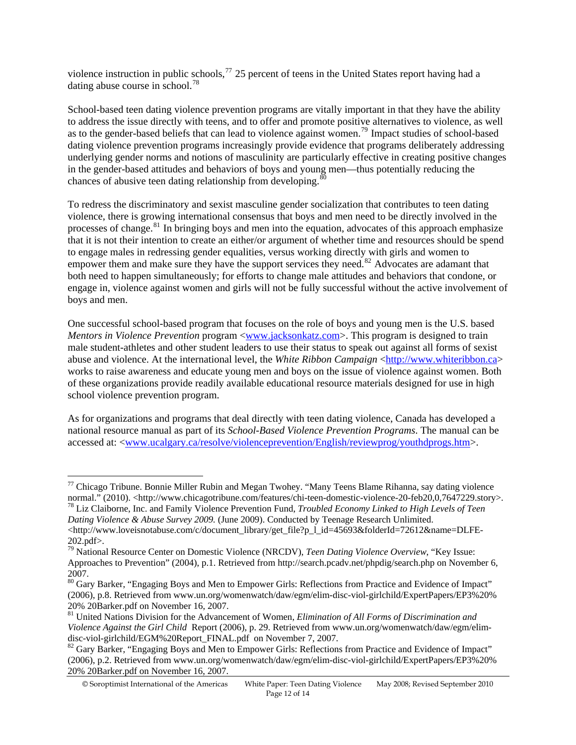violence instruction in public schools,[77] 25 percent of teens in the United States report having had a dating abuse course in school.[78]

School-based teen dating violence prevention programs are vitally important in that they have the ability to address the issue directly with teens, and to offer and promote positive alternatives to violence, as well as to the gender-based beliefs that can lead to violence against women.[79] Impact studies of school-based dating violence prevention programs increasingly provide evidence that programs deliberately addressing underlying gender norms and notions of masculinity are particularly effective in creating positive changes in the gender-based attitudes and behaviors of boys and young men—thus potentially reducing the chances of abusive teen dating relationship from developing.[80]

To redress the discriminatory and sexist masculine gender socialization that contributes to teen dating violence, there is growing international consensus that boys and men need to be directly involved in the processes of change.[81] In bringing boys and men into the equation, advocates of this approach emphasize that it is not their intention to create an either/or argument of whether time and resources should be spend to engage males in redressing gender equalities, versus working directly with girls and women to empower them and make sure they have the support services they need.[82] Advocates are adamant that both need to happen simultaneously; for efforts to change male attitudes and behaviors that condone, or engage in, violence against women and girls will not be fully successful without the active involvement of boys and men.

One successful school-based program that focuses on the role of boys and young men is the U.S. based *Mentors in Violence Prevention* program <www.jacksonkatz.com>. This program is designed to train male student-athletes and other student leaders to use their status to speak out against all forms of sexist abuse and violence. At the international level, the *White Ribbon Campaign* <http://www.whiteribbon.ca> works to raise awareness and educate young men and boys on the issue of violence against women. Both of these organizations provide readily available educational resource materials designed for use in high school violence prevention program.

As for organizations and programs that deal directly with teen dating violence, Canada has developed a national resource manual as part of its *School-Based Violence Prevention Programs*. The manual can be accessed at: <www.ucalgary.ca/resolve/violenceprevention/English/reviewprog/youthdprogs.htm>.

---

[77] Chicago Tribune. Bonnie Miller Rubin and Megan Twohey. "Many Teens Blame Rihanna, say dating violence normal." (2010). <http://www.chicagotribune.com/features/chi-teen-domestic-violence-20-feb20,0,7647229.story>.

[78] Liz Claiborne, Inc. and Family Violence Prevention Fund, *Troubled Economy Linked to High Levels of Teen Dating Violence & Abuse Survey 2009.* (June 2009). Conducted by Teenage Research Unlimited. <http://www.loveisnotabuse.com/c/document_library/get_file?p_l_id=45693&folderId=72612&name=DLFE-202.pdf>.

[79] National Resource Center on Domestic Violence (NRCDV), *Teen Dating Violence Overview*, "Key Issue: Approaches to Prevention" (2004), p.1. Retrieved from http://search.pcadv.net/phpdig/search.php on November 6, 2007.

[80] Gary Barker, "Engaging Boys and Men to Empower Girls: Reflections from Practice and Evidence of Impact" (2006), p.8. Retrieved from www.un.org/womenwatch/daw/egm/elim-disc-viol-girlchild/ExpertPapers/EP3%20% 20% 20Barker.pdf on November 16, 2007.

[81] United Nations Division for the Advancement of Women, *Elimination of All Forms of Discrimination and Violence Against the Girl Child* Report (2006), p. 29. Retrieved from www.un.org/womenwatch/daw/egm/elim-disc-viol-girlchild/EGM%20Report_FINAL.pdf on November 7, 2007.

[82] Gary Barker, "Engaging Boys and Men to Empower Girls: Reflections from Practice and Evidence of Impact" (2006), p.2. Retrieved from www.un.org/womenwatch/daw/egm/elim-disc-viol-girlchild/ExpertPapers/EP3%20% 20% 20Barker.pdf on November 16, 2007.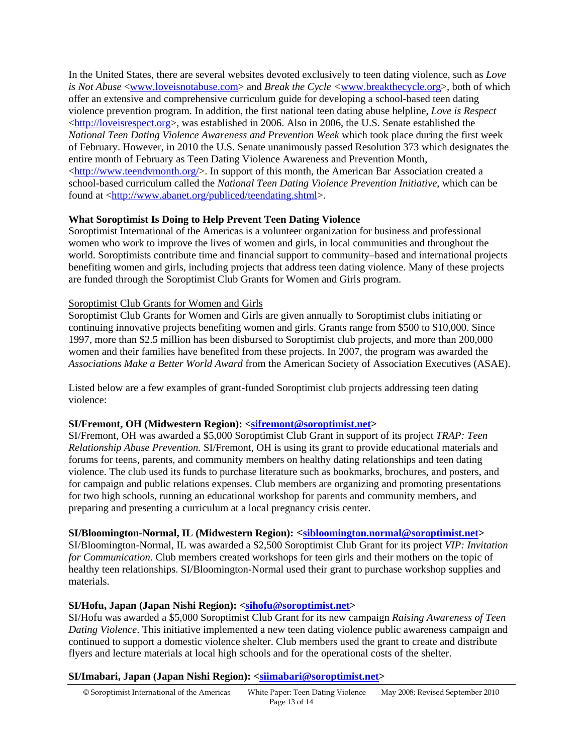In the United States, there are several websites devoted exclusively to teen dating violence, such as *Love is Not Abuse* <www.loveisnotabuse.com> and *Break the Cycle* <www.breakthecycle.org>, both of which offer an extensive and comprehensive curriculum guide for developing a school-based teen dating violence prevention program. In addition, the first national teen dating abuse helpline, *Love is Respect* <http://loveisrespect.org>, was established in 2006. Also in 2006, the U.S. Senate established the *National Teen Dating Violence Awareness and Prevention Week* which took place during the first week of February. However, in 2010 the U.S. Senate unanimously passed Resolution 373 which designates the entire month of February as Teen Dating Violence Awareness and Prevention Month, <http://www.teendvmonth.org/>. In support of this month, the American Bar Association created a school-based curriculum called the *National Teen Dating Violence Prevention Initiative*, which can be found at <http://www.abanet.org/publiced/teendating.shtml>.

### What Soroptimist Is Doing to Help Prevent Teen Dating Violence

Soroptimist International of the Americas is a volunteer organization for business and professional women who work to improve the lives of women and girls, in local communities and throughout the world. Soroptimists contribute time and financial support to community–based and international projects benefiting women and girls, including projects that address teen dating violence. Many of these projects are funded through the Soroptimist Club Grants for Women and Girls program.

#### Soroptimist Club Grants for Women and Girls

Soroptimist Club Grants for Women and Girls are given annually to Soroptimist clubs initiating or continuing innovative projects benefiting women and girls. Grants range from $500 to $10,000. Since 1997, more than $2.5 million has been disbursed to Soroptimist club projects, and more than 200,000 women and their families have benefited from these projects. In 2007, the program was awarded the *Associations Make a Better World Award* from the American Society of Association Executives (ASAE).

Listed below are a few examples of grant-funded Soroptimist club projects addressing teen dating violence:

**SI/Fremont, OH (Midwestern Region): <sifremont@soroptimist.net>**

SI/Fremont, OH was awarded a $5,000 Soroptimist Club Grant in support of its project *TRAP: Teen Relationship Abuse Prevention.* SI/Fremont, OH is using its grant to provide educational materials and forums for teens, parents, and community members on healthy dating relationships and teen dating violence. The club used its funds to purchase literature such as bookmarks, brochures, and posters, and for campaign and public relations expenses. Club members are organizing and promoting presentations for two high schools, running an educational workshop for parents and community members, and preparing and presenting a curriculum at a local pregnancy crisis center.

**SI/Bloomington-Normal, IL (Midwestern Region): <sibloomington.normal@soroptimist.net>**

SI/Bloomington-Normal, IL was awarded a $2,500 Soroptimist Club Grant for its project *VIP: Invitation for Communication*. Club members created workshops for teen girls and their mothers on the topic of healthy teen relationships. SI/Bloomington-Normal used their grant to purchase workshop supplies and materials.

**SI/Hofu, Japan (Japan Nishi Region): <sihofu@soroptimist.net>**

SI/Hofu was awarded a $5,000 Soroptimist Club Grant for its new campaign *Raising Awareness of Teen Dating Violence*. This initiative implemented a new teen dating violence public awareness campaign and continued to support a domestic violence shelter. Club members used the grant to create and distribute flyers and lecture materials at local high schools and for the operational costs of the shelter.

**SI/Imabari, Japan (Japan Nishi Region): <siimabari@soroptimist.net>**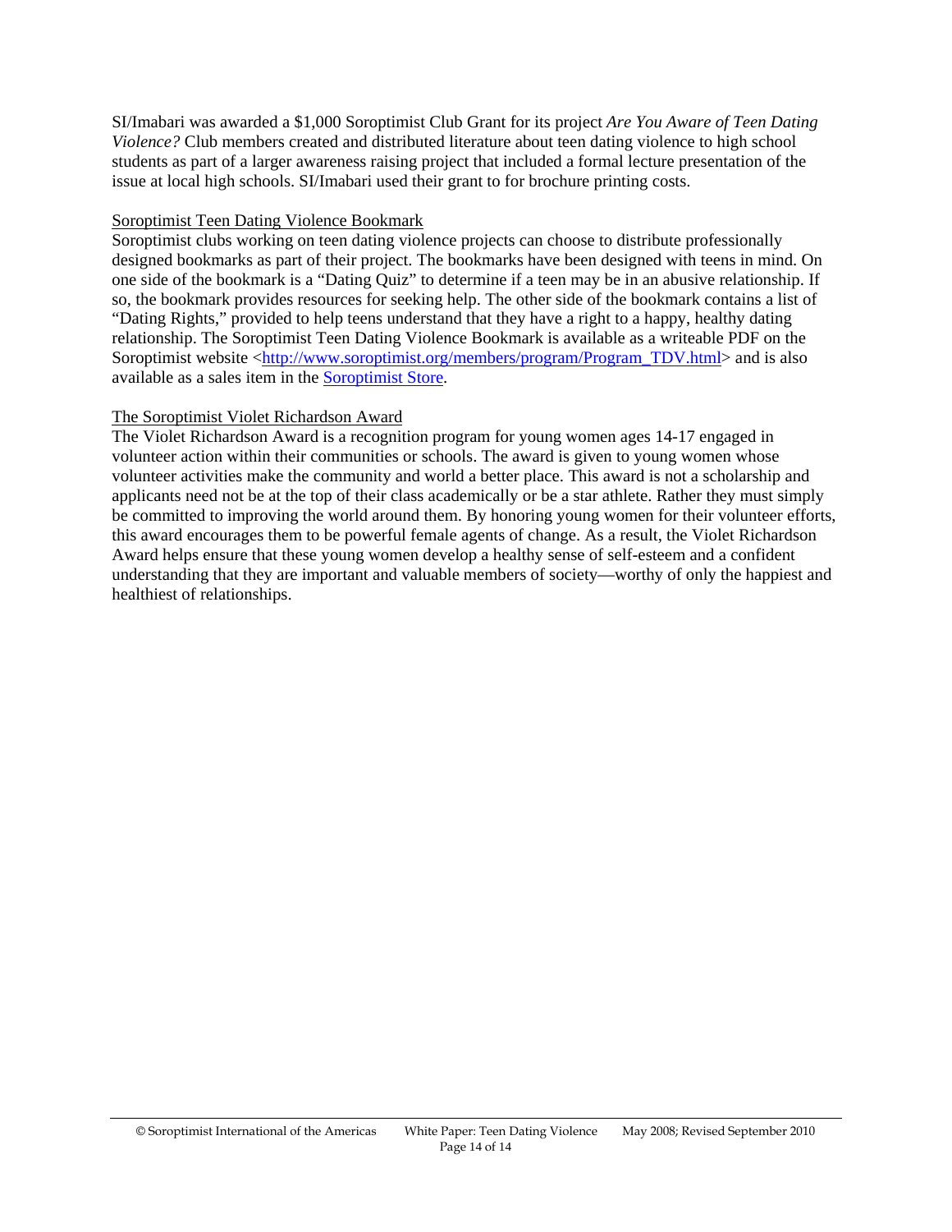SI/Imabari was awarded a $1,000 Soroptimist Club Grant for its project *Are You Aware of Teen Dating Violence?* Club members created and distributed literature about teen dating violence to high school students as part of a larger awareness raising project that included a formal lecture presentation of the issue at local high schools. SI/Imabari used their grant to for brochure printing costs.

Soroptimist Teen Dating Violence Bookmark

Soroptimist clubs working on teen dating violence projects can choose to distribute professionally designed bookmarks as part of their project. The bookmarks have been designed with teens in mind. On one side of the bookmark is a "Dating Quiz" to determine if a teen may be in an abusive relationship. If so, the bookmark provides resources for seeking help. The other side of the bookmark contains a list of "Dating Rights," provided to help teens understand that they have a right to a happy, healthy dating relationship. The Soroptimist Teen Dating Violence Bookmark is available as a writeable PDF on the Soroptimist website <http://www.soroptimist.org/members/program/Program_TDV.html> and is also available as a sales item in the Soroptimist Store.

The Soroptimist Violet Richardson Award

The Violet Richardson Award is a recognition program for young women ages 14-17 engaged in volunteer action within their communities or schools. The award is given to young women whose volunteer activities make the community and world a better place. This award is not a scholarship and applicants need not be at the top of their class academically or be a star athlete. Rather they must simply be committed to improving the world around them. By honoring young women for their volunteer efforts, this award encourages them to be powerful female agents of change. As a result, the Violet Richardson Award helps ensure that these young women develop a healthy sense of self-esteem and a confident understanding that they are important and valuable members of society—worthy of only the happiest and healthiest of relationships.